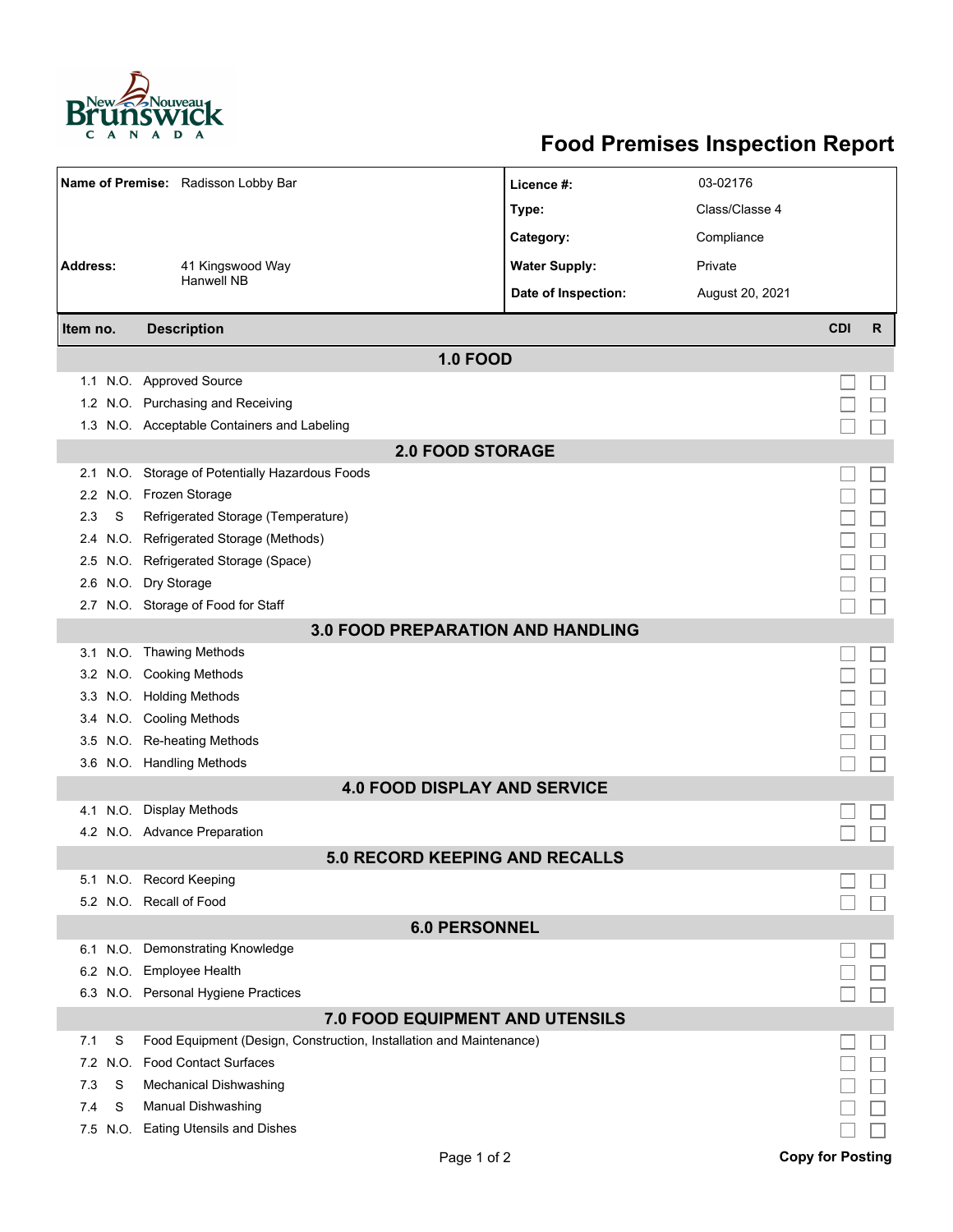# Food Premises Inspection Report

| **Name of Premise:** Radisson Lobby Bar | **Licence #:** | 03-02176 |
|---|---|---|
| | **Type:** | Class/Classe 4 |
| | **Category:** | Compliance |
| **Address:** 41 Kingswood Way Hanwell NB | **Water Supply:** | Private |
| | **Date of Inspection:** | August 20, 2021 |

| Item no. | | Description | CDI | R |
|---|---|---|---|---|
| **1.0 FOOD** | | | | |
| 1.1 | N.O. | Approved Source | ☐ | ☐ |
| 1.2 | N.O. | Purchasing and Receiving | ☐ | ☐ |
| 1.3 | N.O. | Acceptable Containers and Labeling | ☐ | ☐ |
| **2.0 FOOD STORAGE** | | | | |
| 2.1 | N.O. | Storage of Potentially Hazardous Foods | ☐ | ☐ |
| 2.2 | N.O. | Frozen Storage | ☐ | ☐ |
| 2.3 | S | Refrigerated Storage (Temperature) | ☐ | ☐ |
| 2.4 | N.O. | Refrigerated Storage (Methods) | ☐ | ☐ |
| 2.5 | N.O. | Refrigerated Storage (Space) | ☐ | ☐ |
| 2.6 | N.O. | Dry Storage | ☐ | ☐ |
| 2.7 | N.O. | Storage of Food for Staff | ☐ | ☐ |
| **3.0 FOOD PREPARATION AND HANDLING** | | | | |
| 3.1 | N.O. | Thawing Methods | ☐ | ☐ |
| 3.2 | N.O. | Cooking Methods | ☐ | ☐ |
| 3.3 | N.O. | Holding Methods | ☐ | ☐ |
| 3.4 | N.O. | Cooling Methods | ☐ | ☐ |
| 3.5 | N.O. | Re-heating Methods | ☐ | ☐ |
| 3.6 | N.O. | Handling Methods | ☐ | ☐ |
| **4.0 FOOD DISPLAY AND SERVICE** | | | | |
| 4.1 | N.O. | Display Methods | ☐ | ☐ |
| 4.2 | N.O. | Advance Preparation | ☐ | ☐ |
| **5.0 RECORD KEEPING AND RECALLS** | | | | |
| 5.1 | N.O. | Record Keeping | ☐ | ☐ |
| 5.2 | N.O. | Recall of Food | ☐ | ☐ |
| **6.0 PERSONNEL** | | | | |
| 6.1 | N.O. | Demonstrating Knowledge | ☐ | ☐ |
| 6.2 | N.O. | Employee Health | ☐ | ☐ |
| 6.3 | N.O. | Personal Hygiene Practices | ☐ | ☐ |
| **7.0 FOOD EQUIPMENT AND UTENSILS** | | | | |
| 7.1 | S | Food Equipment (Design, Construction, Installation and Maintenance) | ☐ | ☐ |
| 7.2 | N.O. | Food Contact Surfaces | ☐ | ☐ |
| 7.3 | S | Mechanical Dishwashing | ☐ | ☐ |
| 7.4 | S | Manual Dishwashing | ☐ | ☐ |
| 7.5 | N.O. | Eating Utensils and Dishes | ☐ | ☐ |

**Copy for Posting**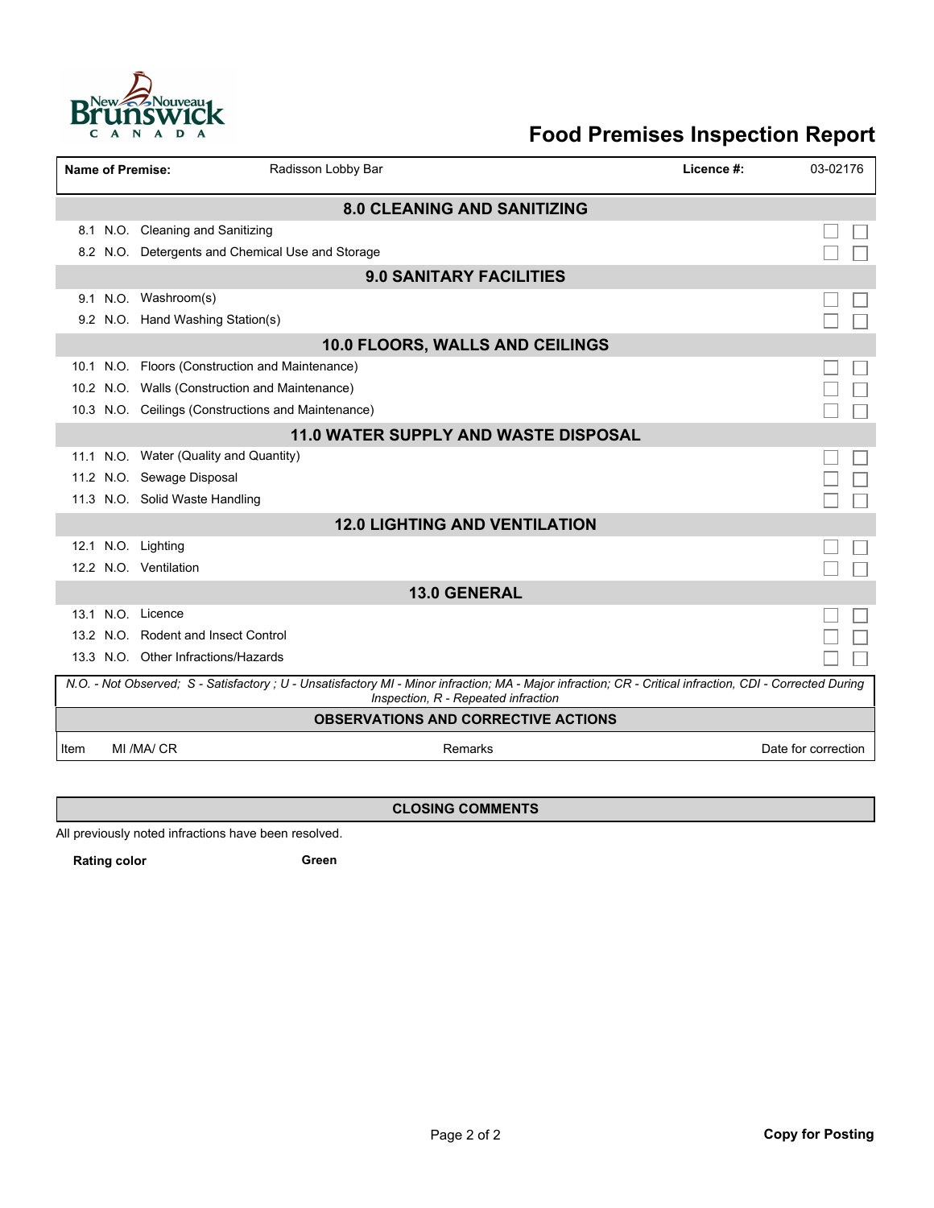# Food Premises Inspection Report

| **Name of Premise:** | Radisson Lobby Bar | **Licence #:** | 03-02176 |
|---|---|---|---|

## 8.0 CLEANING AND SANITIZING

8.1 N.O. Cleaning and Sanitizing

8.2 N.O. Detergents and Chemical Use and Storage

## 9.0 SANITARY FACILITIES

9.1 N.O. Washroom(s)

9.2 N.O. Hand Washing Station(s)

## 10.0 FLOORS, WALLS AND CEILINGS

10.1 N.O. Floors (Construction and Maintenance)

10.2 N.O. Walls (Construction and Maintenance)

10.3 N.O. Ceilings (Constructions and Maintenance)

## 11.0 WATER SUPPLY AND WASTE DISPOSAL

11.1 N.O. Water (Quality and Quantity)

11.2 N.O. Sewage Disposal

11.3 N.O. Solid Waste Handling

## 12.0 LIGHTING AND VENTILATION

12.1 N.O. Lighting

12.2 N.O. Ventilation

## 13.0 GENERAL

13.1 N.O. Licence

13.2 N.O. Rodent and Insect Control

13.3 N.O. Other Infractions/Hazards

*N.O. - Not Observed; S - Satisfactory ; U - Unsatisfactory MI - Minor infraction; MA - Major infraction; CR - Critical infraction, CDI - Corrected During Inspection, R - Repeated infraction*

## OBSERVATIONS AND CORRECTIVE ACTIONS

| Item | MI /MA/ CR | Remarks | Date for correction |
|---|---|---|---|

## CLOSING COMMENTS

All previously noted infractions have been resolved.

**Rating color** **Green**

**Copy for Posting**